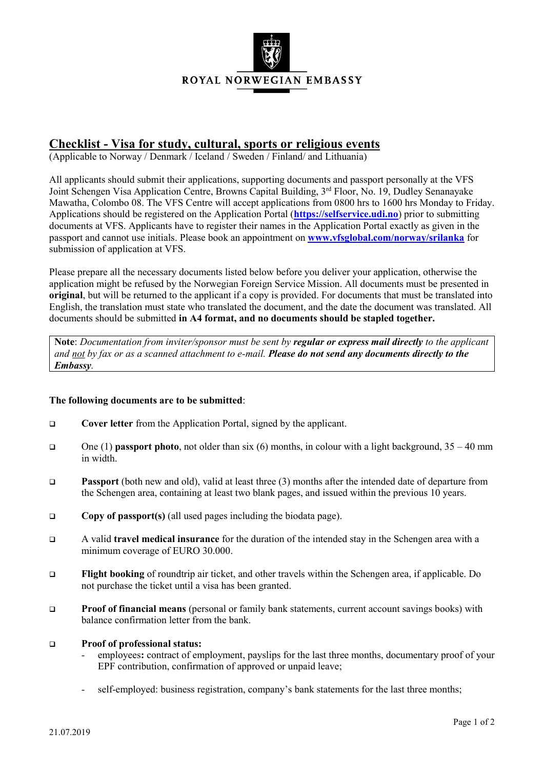ROYAL NORWEGIAN EMBASSY

## Checklist - Visa for study, cultural, sports or religious events

(Applicable to Norway / Denmark / Iceland / Sweden / Finland/ and Lithuania)

All applicants should submit their applications, supporting documents and passport personally at the VFS Joint Schengen Visa Application Centre, Browns Capital Building, 3rd Floor, No. 19, Dudley Senanayake Mawatha, Colombo 08. The VFS Centre will accept applications from 0800 hrs to 1600 hrs Monday to Friday. Applications should be registered on the Application Portal (**https://selfservice.udi.no**) prior to submitting documents at VFS. Applicants have to register their names in the Application Portal exactly as given in the passport and cannot use initials. Please book an appointment on **www.vfsglobal.com/norway/srilanka** for submission of application at VFS.

Please prepare all the necessary documents listed below before you deliver your application, otherwise the application might be refused by the Norwegian Foreign Service Mission. All documents must be presented in **original**, but will be returned to the applicant if a copy is provided. For documents that must be translated into English, the translation must state who translated the document, and the date the document was translated. All documents should be submitted **in A4 format, and no documents should be stapled together.**

> **Note**: *Documentation from inviter/sponsor must be sent by* ***regular or express mail directly*** *to the applicant and* *not* *by fax or as a scanned attachment to e-mail.* ***Please do not send any documents directly to the Embassy.***

**The following documents are to be submitted**:

- ❑ **Cover letter** from the Application Portal, signed by the applicant.
- ❑ One (1) **passport photo**, not older than six (6) months, in colour with a light background, 35 – 40 mm in width.
- ❑ **Passport** (both new and old), valid at least three (3) months after the intended date of departure from the Schengen area, containing at least two blank pages, and issued within the previous 10 years.
- ❑ **Copy of passport(s)** (all used pages including the biodata page).
- ❑ A valid **travel medical insurance** for the duration of the intended stay in the Schengen area with a minimum coverage of EURO 30.000.
- ❑ **Flight booking** of roundtrip air ticket, and other travels within the Schengen area, if applicable. Do not purchase the ticket until a visa has been granted.
- ❑ **Proof of financial means** (personal or family bank statements, current account savings books) with balance confirmation letter from the bank.
- ❑ **Proof of professional status:**
  - employees**:** contract of employment, payslips for the last three months, documentary proof of your EPF contribution, confirmation of approved or unpaid leave;
  - self-employed: business registration, company's bank statements for the last three months;

21.07.2019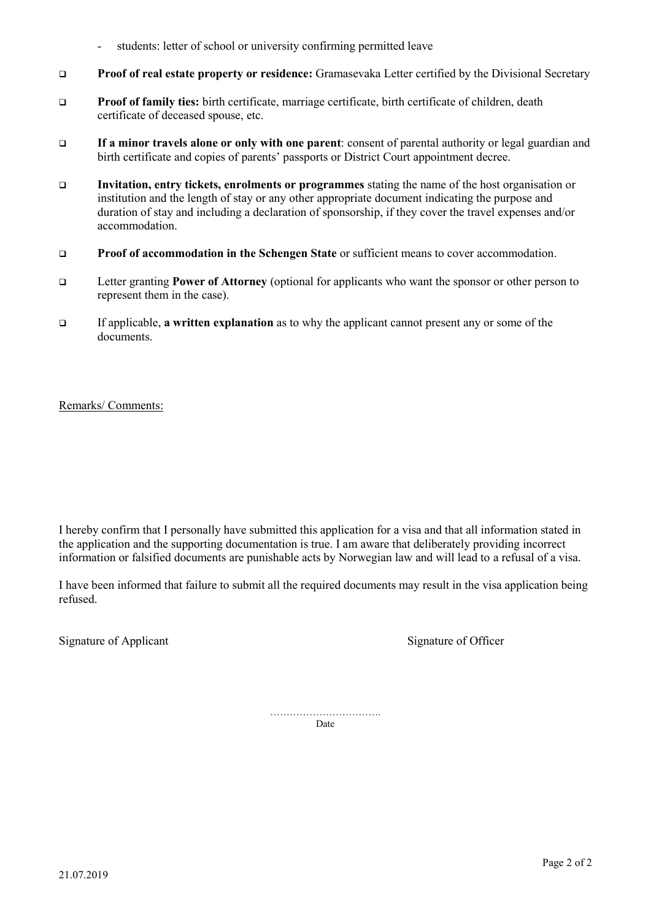- students: letter of school or university confirming permitted leave

- ☐ **Proof of real estate property or residence:** Gramasevaka Letter certified by the Divisional Secretary
- ☐ **Proof of family ties:** birth certificate, marriage certificate, birth certificate of children, death certificate of deceased spouse, etc.
- ☐ **If a minor travels alone or only with one parent**: consent of parental authority or legal guardian and birth certificate and copies of parents' passports or District Court appointment decree.
- ☐ **Invitation, entry tickets, enrolments or programmes** stating the name of the host organisation or institution and the length of stay or any other appropriate document indicating the purpose and duration of stay and including a declaration of sponsorship, if they cover the travel expenses and/or accommodation.
- ☐ **Proof of accommodation in the Schengen State** or sufficient means to cover accommodation.
- ☐ Letter granting **Power of Attorney** (optional for applicants who want the sponsor or other person to represent them in the case).
- ☐ If applicable, **a written explanation** as to why the applicant cannot present any or some of the documents.

Remarks/ Comments:

I hereby confirm that I personally have submitted this application for a visa and that all information stated in the application and the supporting documentation is true. I am aware that deliberately providing incorrect information or falsified documents are punishable acts by Norwegian law and will lead to a refusal of a visa.

I have been informed that failure to submit all the required documents may result in the visa application being refused.

Signature of Applicant                Signature of Officer

…………………………….
Date

21.07.2019